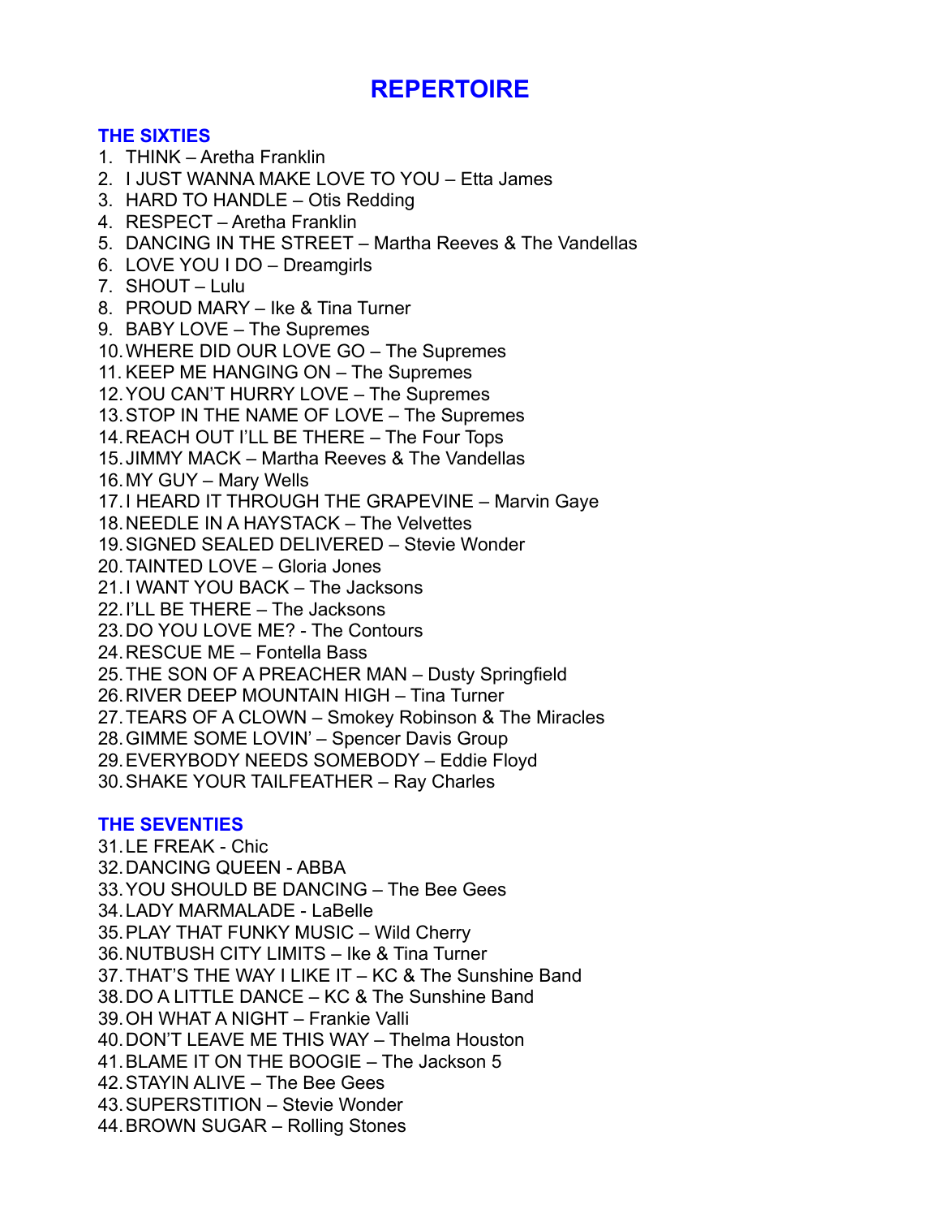# REPERTOIRE

## THE SIXTIES

1. THINK – Aretha Franklin
2. I JUST WANNA MAKE LOVE TO YOU – Etta James
3. HARD TO HANDLE – Otis Redding
4. RESPECT – Aretha Franklin
5. DANCING IN THE STREET – Martha Reeves & The Vandellas
6. LOVE YOU I DO – Dreamgirls
7. SHOUT – Lulu
8. PROUD MARY – Ike & Tina Turner
9. BABY LOVE – The Supremes
10. WHERE DID OUR LOVE GO – The Supremes
11. KEEP ME HANGING ON – The Supremes
12. YOU CAN'T HURRY LOVE – The Supremes
13. STOP IN THE NAME OF LOVE – The Supremes
14. REACH OUT I'LL BE THERE – The Four Tops
15. JIMMY MACK – Martha Reeves & The Vandellas
16. MY GUY – Mary Wells
17. I HEARD IT THROUGH THE GRAPEVINE – Marvin Gaye
18. NEEDLE IN A HAYSTACK – The Velvettes
19. SIGNED SEALED DELIVERED – Stevie Wonder
20. TAINTED LOVE – Gloria Jones
21. I WANT YOU BACK – The Jacksons
22. I'LL BE THERE – The Jacksons
23. DO YOU LOVE ME? - The Contours
24. RESCUE ME – Fontella Bass
25. THE SON OF A PREACHER MAN – Dusty Springfield
26. RIVER DEEP MOUNTAIN HIGH – Tina Turner
27. TEARS OF A CLOWN – Smokey Robinson & The Miracles
28. GIMME SOME LOVIN' – Spencer Davis Group
29. EVERYBODY NEEDS SOMEBODY – Eddie Floyd
30. SHAKE YOUR TAILFEATHER – Ray Charles

## THE SEVENTIES

31. LE FREAK - Chic
32. DANCING QUEEN - ABBA
33. YOU SHOULD BE DANCING – The Bee Gees
34. LADY MARMALADE - LaBelle
35. PLAY THAT FUNKY MUSIC – Wild Cherry
36. NUTBUSH CITY LIMITS – Ike & Tina Turner
37. THAT'S THE WAY I LIKE IT – KC & The Sunshine Band
38. DO A LITTLE DANCE – KC & The Sunshine Band
39. OH WHAT A NIGHT – Frankie Valli
40. DON'T LEAVE ME THIS WAY – Thelma Houston
41. BLAME IT ON THE BOOGIE – The Jackson 5
42. STAYIN ALIVE – The Bee Gees
43. SUPERSTITION – Stevie Wonder
44. BROWN SUGAR – Rolling Stones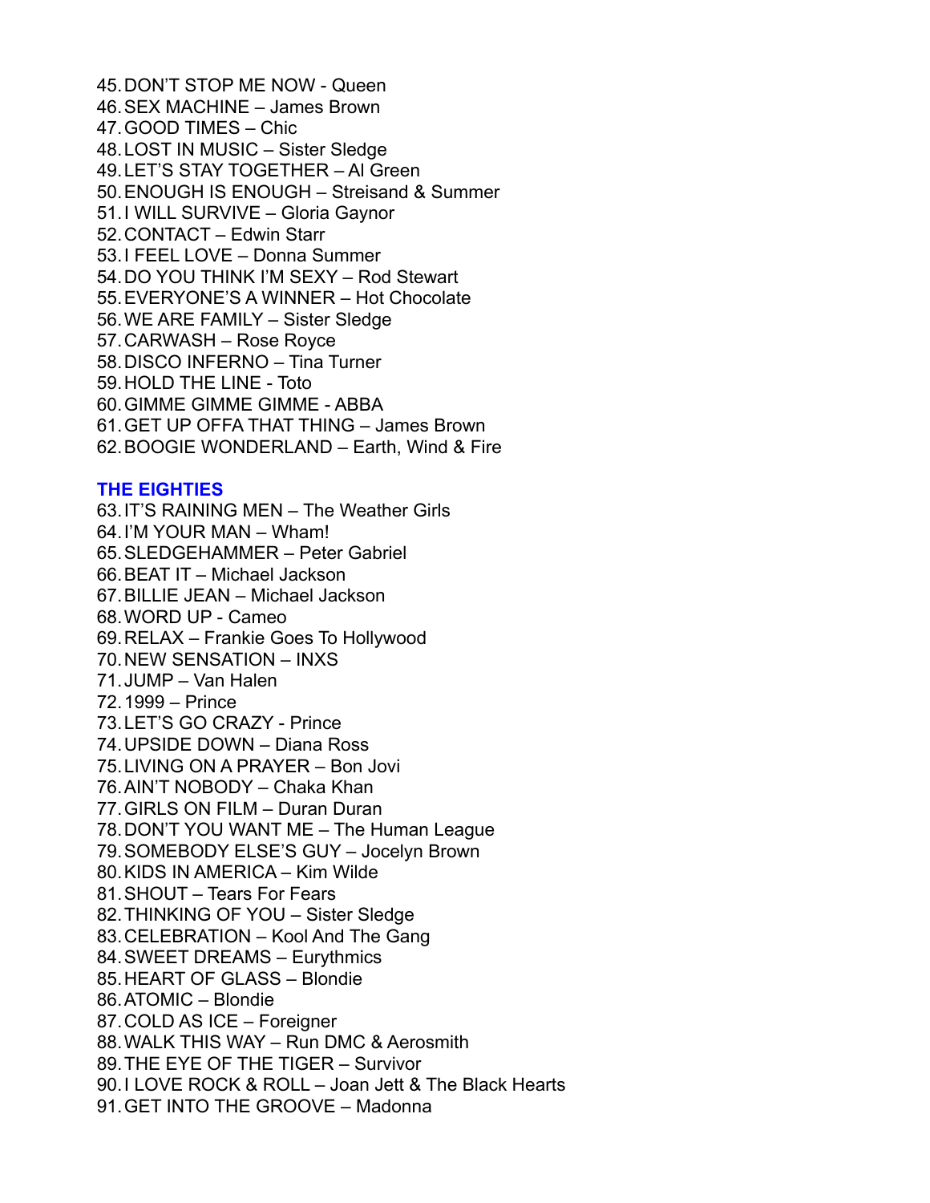45. DON'T STOP ME NOW - Queen
46. SEX MACHINE – James Brown
47. GOOD TIMES – Chic
48. LOST IN MUSIC – Sister Sledge
49. LET'S STAY TOGETHER – Al Green
50. ENOUGH IS ENOUGH – Streisand & Summer
51. I WILL SURVIVE – Gloria Gaynor
52. CONTACT – Edwin Starr
53. I FEEL LOVE – Donna Summer
54. DO YOU THINK I'M SEXY – Rod Stewart
55. EVERYONE'S A WINNER – Hot Chocolate
56. WE ARE FAMILY – Sister Sledge
57. CARWASH – Rose Royce
58. DISCO INFERNO – Tina Turner
59. HOLD THE LINE - Toto
60. GIMME GIMME GIMME - ABBA
61. GET UP OFFA THAT THING – James Brown
62. BOOGIE WONDERLAND – Earth, Wind & Fire

## THE EIGHTIES

63. IT'S RAINING MEN – The Weather Girls
64. I'M YOUR MAN – Wham!
65. SLEDGEHAMMER – Peter Gabriel
66. BEAT IT – Michael Jackson
67. BILLIE JEAN – Michael Jackson
68. WORD UP - Cameo
69. RELAX – Frankie Goes To Hollywood
70. NEW SENSATION – INXS
71. JUMP – Van Halen
72. 1999 – Prince
73. LET'S GO CRAZY - Prince
74. UPSIDE DOWN – Diana Ross
75. LIVING ON A PRAYER – Bon Jovi
76. AIN'T NOBODY – Chaka Khan
77. GIRLS ON FILM – Duran Duran
78. DON'T YOU WANT ME – The Human League
79. SOMEBODY ELSE'S GUY – Jocelyn Brown
80. KIDS IN AMERICA – Kim Wilde
81. SHOUT – Tears For Fears
82. THINKING OF YOU – Sister Sledge
83. CELEBRATION – Kool And The Gang
84. SWEET DREAMS – Eurythmics
85. HEART OF GLASS – Blondie
86. ATOMIC – Blondie
87. COLD AS ICE – Foreigner
88. WALK THIS WAY – Run DMC & Aerosmith
89. THE EYE OF THE TIGER – Survivor
90. I LOVE ROCK & ROLL – Joan Jett & The Black Hearts
91. GET INTO THE GROOVE – Madonna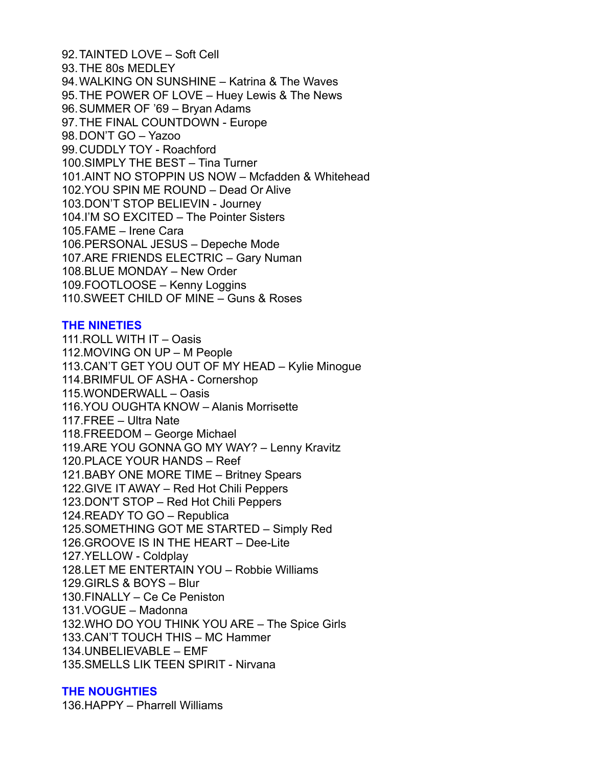92. TAINTED LOVE – Soft Cell
93. THE 80s MEDLEY
94. WALKING ON SUNSHINE – Katrina & The Waves
95. THE POWER OF LOVE – Huey Lewis & The News
96. SUMMER OF '69 – Bryan Adams
97. THE FINAL COUNTDOWN - Europe
98. DON'T GO – Yazoo
99. CUDDLY TOY - Roachford
100. SIMPLY THE BEST – Tina Turner
101. AINT NO STOPPIN US NOW – Mcfadden & Whitehead
102. YOU SPIN ME ROUND – Dead Or Alive
103. DON'T STOP BELIEVIN - Journey
104. I'M SO EXCITED – The Pointer Sisters
105. FAME – Irene Cara
106. PERSONAL JESUS – Depeche Mode
107. ARE FRIENDS ELECTRIC – Gary Numan
108. BLUE MONDAY – New Order
109. FOOTLOOSE – Kenny Loggins
110. SWEET CHILD OF MINE – Guns & Roses

## THE NINETIES

111. ROLL WITH IT – Oasis
112. MOVING ON UP – M People
113. CAN'T GET YOU OUT OF MY HEAD – Kylie Minogue
114. BRIMFUL OF ASHA - Cornershop
115. WONDERWALL – Oasis
116. YOU OUGHTA KNOW – Alanis Morrisette
117. FREE – Ultra Nate
118. FREEDOM – George Michael
119. ARE YOU GONNA GO MY WAY? – Lenny Kravitz
120. PLACE YOUR HANDS – Reef
121. BABY ONE MORE TIME – Britney Spears
122. GIVE IT AWAY – Red Hot Chili Peppers
123. DON'T STOP – Red Hot Chili Peppers
124. READY TO GO – Republica
125. SOMETHING GOT ME STARTED – Simply Red
126. GROOVE IS IN THE HEART – Dee-Lite
127. YELLOW - Coldplay
128. LET ME ENTERTAIN YOU – Robbie Williams
129. GIRLS & BOYS – Blur
130. FINALLY – Ce Ce Peniston
131. VOGUE – Madonna
132. WHO DO YOU THINK YOU ARE – The Spice Girls
133. CAN'T TOUCH THIS – MC Hammer
134. UNBELIEVABLE – EMF
135. SMELLS LIK TEEN SPIRIT - Nirvana

## THE NOUGHTIES

136. HAPPY – Pharrell Williams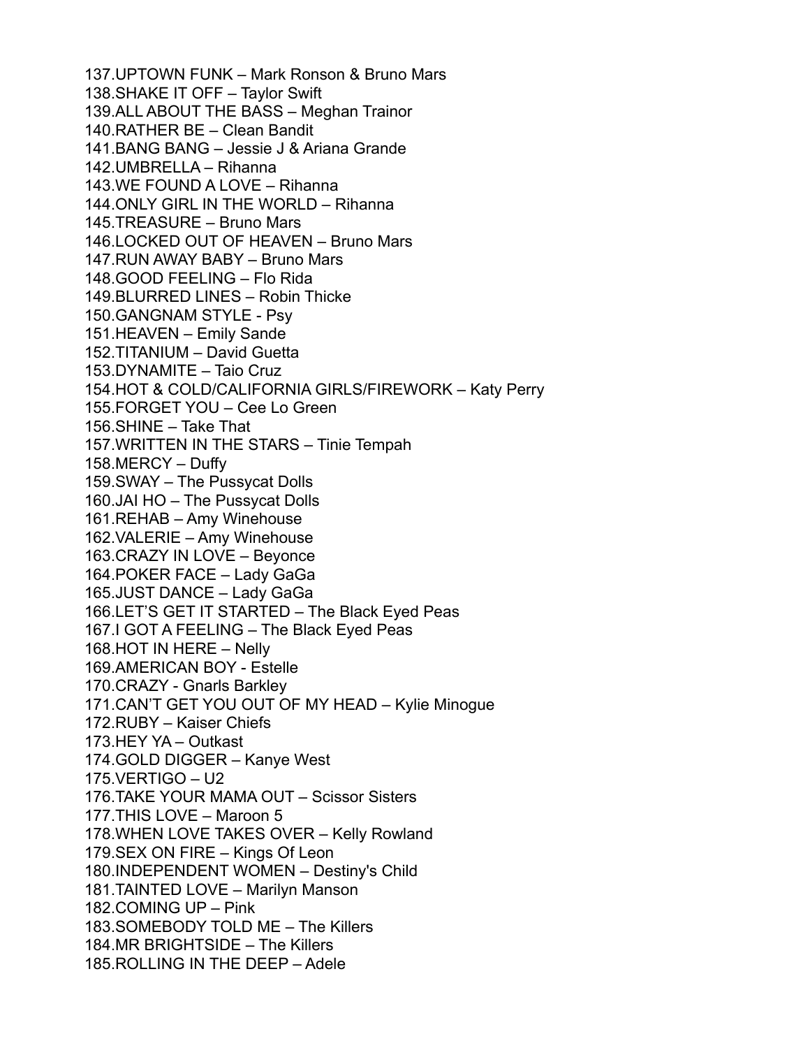137.UPTOWN FUNK – Mark Ronson & Bruno Mars

138.SHAKE IT OFF – Taylor Swift

139.ALL ABOUT THE BASS – Meghan Trainor

140.RATHER BE – Clean Bandit

141.BANG BANG – Jessie J & Ariana Grande

142.UMBRELLA – Rihanna

143.WE FOUND A LOVE – Rihanna

144.ONLY GIRL IN THE WORLD – Rihanna

145.TREASURE – Bruno Mars

146.LOCKED OUT OF HEAVEN – Bruno Mars

147.RUN AWAY BABY – Bruno Mars

148.GOOD FEELING – Flo Rida

149.BLURRED LINES – Robin Thicke

150.GANGNAM STYLE - Psy

151.HEAVEN – Emily Sande

152.TITANIUM – David Guetta

153.DYNAMITE – Taio Cruz

154.HOT & COLD/CALIFORNIA GIRLS/FIREWORK – Katy Perry

155.FORGET YOU – Cee Lo Green

156.SHINE – Take That

157.WRITTEN IN THE STARS – Tinie Tempah

158.MERCY – Duffy

159.SWAY – The Pussycat Dolls

160.JAI HO – The Pussycat Dolls

161.REHAB – Amy Winehouse

162.VALERIE – Amy Winehouse

163.CRAZY IN LOVE – Beyonce

164.POKER FACE – Lady GaGa

165.JUST DANCE – Lady GaGa

166.LET'S GET IT STARTED – The Black Eyed Peas

167.I GOT A FEELING – The Black Eyed Peas

168.HOT IN HERE – Nelly

169.AMERICAN BOY - Estelle

170.CRAZY - Gnarls Barkley

171.CAN'T GET YOU OUT OF MY HEAD – Kylie Minogue

172.RUBY – Kaiser Chiefs

173.HEY YA – Outkast

174.GOLD DIGGER – Kanye West

175.VERTIGO – U2

176.TAKE YOUR MAMA OUT – Scissor Sisters

177.THIS LOVE – Maroon 5

178.WHEN LOVE TAKES OVER – Kelly Rowland

179.SEX ON FIRE – Kings Of Leon

180.INDEPENDENT WOMEN – Destiny's Child

181.TAINTED LOVE – Marilyn Manson

182.COMING UP – Pink

183.SOMEBODY TOLD ME – The Killers

184.MR BRIGHTSIDE – The Killers

185.ROLLING IN THE DEEP – Adele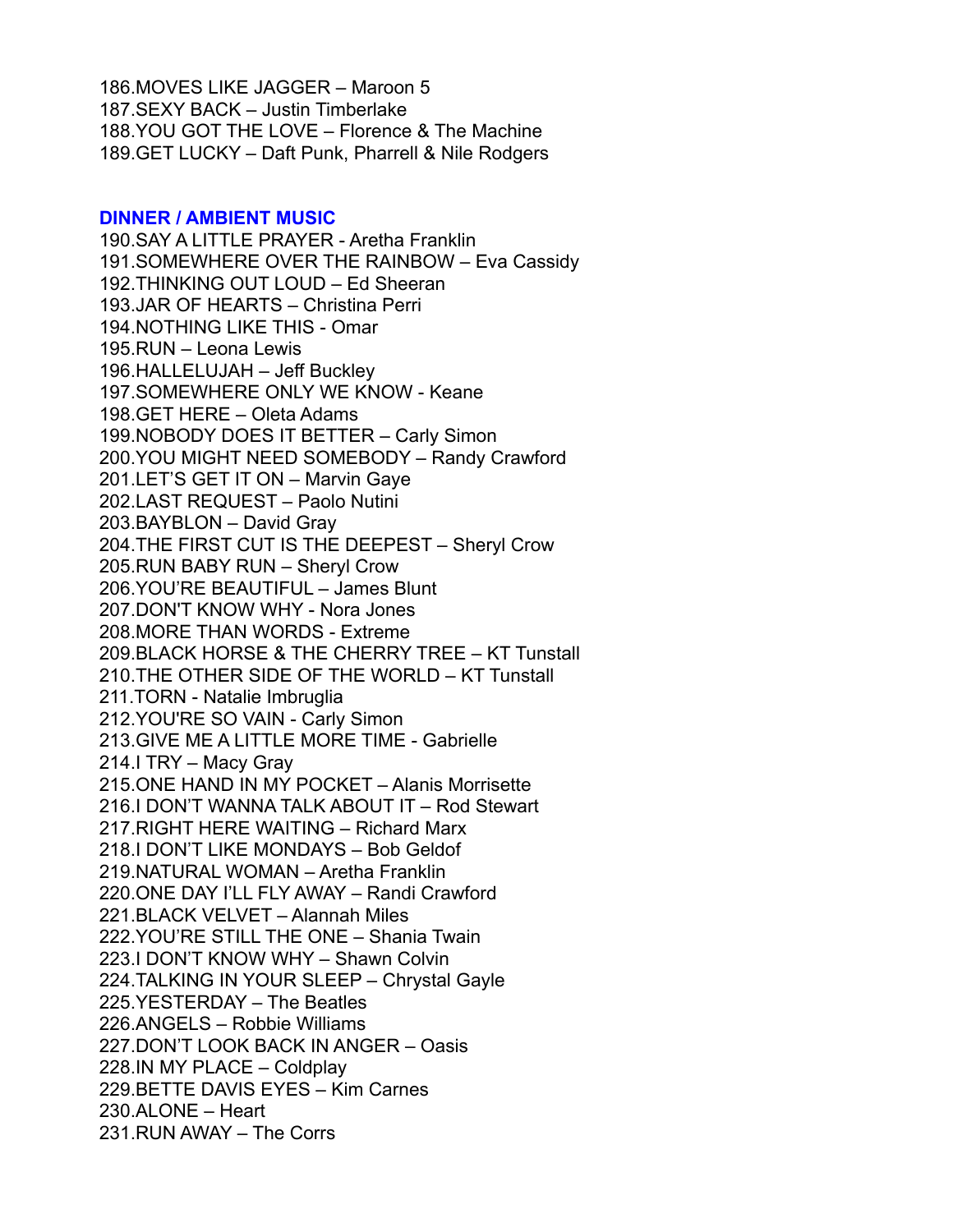186.MOVES LIKE JAGGER – Maroon 5
187.SEXY BACK – Justin Timberlake
188.YOU GOT THE LOVE – Florence & The Machine
189.GET LUCKY – Daft Punk, Pharrell & Nile Rodgers

**DINNER / AMBIENT MUSIC**

190.SAY A LITTLE PRAYER - Aretha Franklin
191.SOMEWHERE OVER THE RAINBOW – Eva Cassidy
192.THINKING OUT LOUD – Ed Sheeran
193.JAR OF HEARTS – Christina Perri
194.NOTHING LIKE THIS - Omar
195.RUN – Leona Lewis
196.HALLELUJAH – Jeff Buckley
197.SOMEWHERE ONLY WE KNOW - Keane
198.GET HERE – Oleta Adams
199.NOBODY DOES IT BETTER – Carly Simon
200.YOU MIGHT NEED SOMEBODY – Randy Crawford
201.LET'S GET IT ON – Marvin Gaye
202.LAST REQUEST – Paolo Nutini
203.BAYBLON – David Gray
204.THE FIRST CUT IS THE DEEPEST – Sheryl Crow
205.RUN BABY RUN – Sheryl Crow
206.YOU'RE BEAUTIFUL – James Blunt
207.DON'T KNOW WHY - Nora Jones
208.MORE THAN WORDS - Extreme
209.BLACK HORSE & THE CHERRY TREE – KT Tunstall
210.THE OTHER SIDE OF THE WORLD – KT Tunstall
211.TORN - Natalie Imbruglia
212.YOU'RE SO VAIN - Carly Simon
213.GIVE ME A LITTLE MORE TIME - Gabrielle
214.I TRY – Macy Gray
215.ONE HAND IN MY POCKET – Alanis Morrisette
216.I DON'T WANNA TALK ABOUT IT – Rod Stewart
217.RIGHT HERE WAITING – Richard Marx
218.I DON'T LIKE MONDAYS – Bob Geldof
219.NATURAL WOMAN – Aretha Franklin
220.ONE DAY I'LL FLY AWAY – Randi Crawford
221.BLACK VELVET – Alannah Miles
222.YOU'RE STILL THE ONE – Shania Twain
223.I DON'T KNOW WHY – Shawn Colvin
224.TALKING IN YOUR SLEEP – Chrystal Gayle
225.YESTERDAY – The Beatles
226.ANGELS – Robbie Williams
227.DON'T LOOK BACK IN ANGER – Oasis
228.IN MY PLACE – Coldplay
229.BETTE DAVIS EYES – Kim Carnes
230.ALONE – Heart
231.RUN AWAY – The Corrs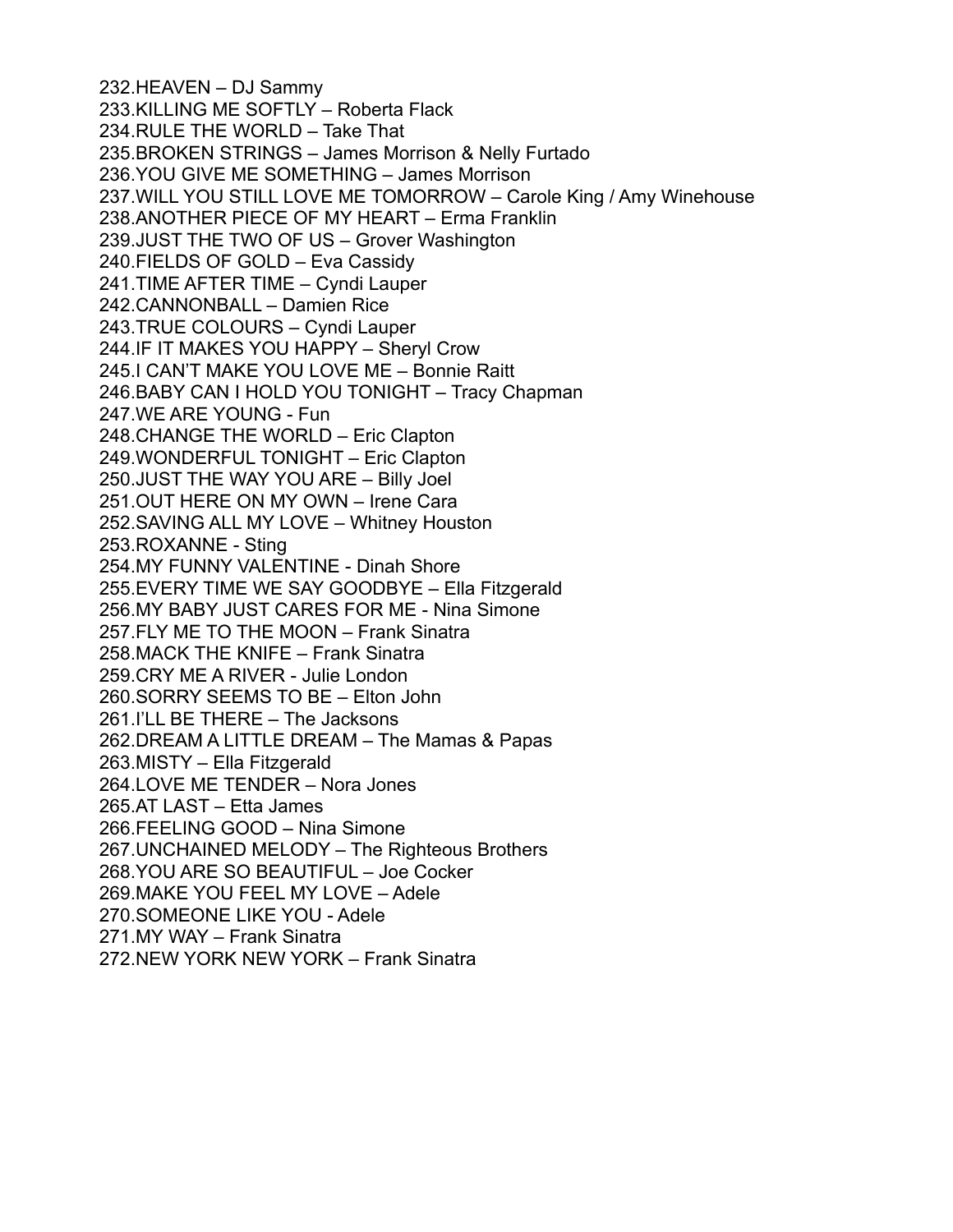232.HEAVEN – DJ Sammy
233.KILLING ME SOFTLY – Roberta Flack
234.RULE THE WORLD – Take That
235.BROKEN STRINGS – James Morrison & Nelly Furtado
236.YOU GIVE ME SOMETHING – James Morrison
237.WILL YOU STILL LOVE ME TOMORROW – Carole King / Amy Winehouse
238.ANOTHER PIECE OF MY HEART – Erma Franklin
239.JUST THE TWO OF US – Grover Washington
240.FIELDS OF GOLD – Eva Cassidy
241.TIME AFTER TIME – Cyndi Lauper
242.CANNONBALL – Damien Rice
243.TRUE COLOURS – Cyndi Lauper
244.IF IT MAKES YOU HAPPY – Sheryl Crow
245.I CAN'T MAKE YOU LOVE ME – Bonnie Raitt
246.BABY CAN I HOLD YOU TONIGHT – Tracy Chapman
247.WE ARE YOUNG - Fun
248.CHANGE THE WORLD – Eric Clapton
249.WONDERFUL TONIGHT – Eric Clapton
250.JUST THE WAY YOU ARE – Billy Joel
251.OUT HERE ON MY OWN – Irene Cara
252.SAVING ALL MY LOVE – Whitney Houston
253.ROXANNE - Sting
254.MY FUNNY VALENTINE - Dinah Shore
255.EVERY TIME WE SAY GOODBYE – Ella Fitzgerald
256.MY BABY JUST CARES FOR ME - Nina Simone
257.FLY ME TO THE MOON – Frank Sinatra
258.MACK THE KNIFE – Frank Sinatra
259.CRY ME A RIVER - Julie London
260.SORRY SEEMS TO BE – Elton John
261.I'LL BE THERE – The Jacksons
262.DREAM A LITTLE DREAM – The Mamas & Papas
263.MISTY – Ella Fitzgerald
264.LOVE ME TENDER – Nora Jones
265.AT LAST – Etta James
266.FEELING GOOD – Nina Simone
267.UNCHAINED MELODY – The Righteous Brothers
268.YOU ARE SO BEAUTIFUL – Joe Cocker
269.MAKE YOU FEEL MY LOVE – Adele
270.SOMEONE LIKE YOU - Adele
271.MY WAY – Frank Sinatra
272.NEW YORK NEW YORK – Frank Sinatra